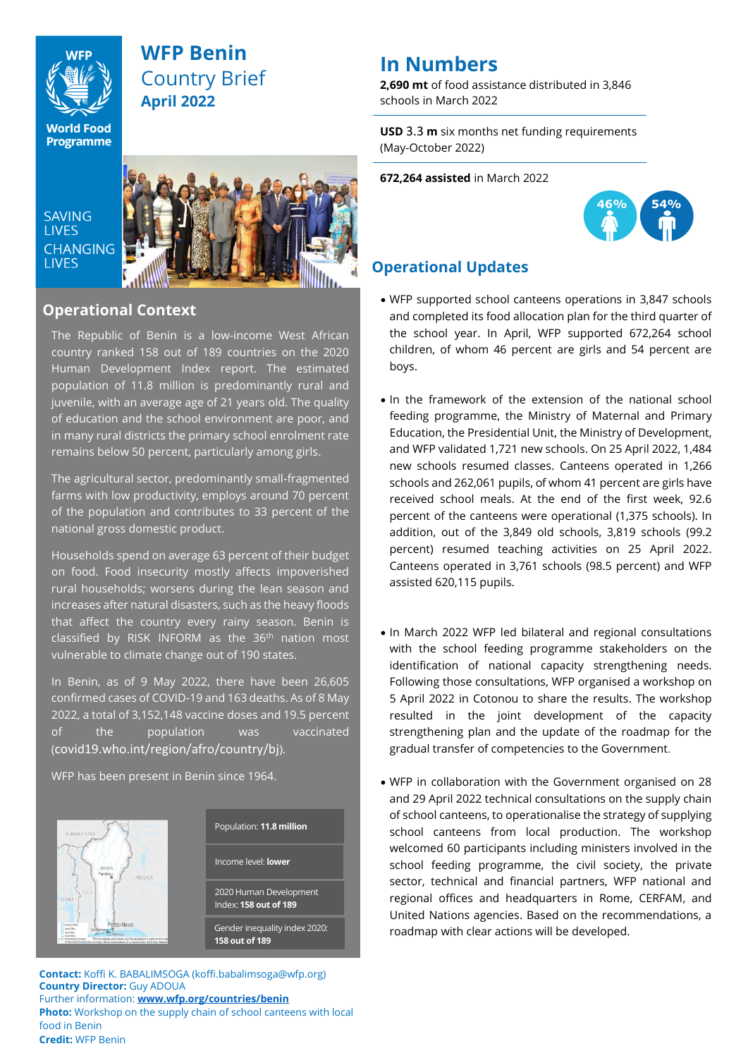# WFP Benin Country Brief April 2022

SAVING LIVES CHANGING LIVES

## In Numbers

**2,690 mt** of food assistance distributed in 3,846 schools in March 2022

**USD** 3.3 **m** six months net funding requirements (May-October 2022)

**672,264 assisted** in March 2022

46% 54%

## Operational Context

The Republic of Benin is a low-income West African country ranked 158 out of 189 countries on the 2020 Human Development Index report. The estimated population of 11.8 million is predominantly rural and juvenile, with an average age of 21 years old. The quality of education and the school environment are poor, and in many rural districts the primary school enrolment rate remains below 50 percent, particularly among girls.

The agricultural sector, predominantly small-fragmented farms with low productivity, employs around 70 percent of the population and contributes to 33 percent of the national gross domestic product.

Households spend on average 63 percent of their budget on food. Food insecurity mostly affects impoverished rural households; worsens during the lean season and increases after natural disasters, such as the heavy floods that affect the country every rainy season. Benin is classified by RISK INFORM as the 36th nation most vulnerable to climate change out of 190 states.

In Benin, as of 9 May 2022, there have been 26,605 confirmed cases of COVID-19 and 163 deaths. As of 8 May 2022, a total of 3,152,148 vaccine doses and 19.5 percent of the population was vaccinated (covid19.who.int/region/afro/country/bj).

WFP has been present in Benin since 1964.

Population: **11.8 million**

Income level: **lower**

2020 Human Development Index: **158 out of 189**

Gender inequality index 2020: **158 out of 189**

**Contact:** Koffi K. BABALIMSOGA (koffi.babalimsoga@wfp.org)
**Country Director:** Guy ADOUA
Further information: **www.wfp.org/countries/benin**
**Photo:** Workshop on the supply chain of school canteens with local food in Benin
**Credit:** WFP Benin

## Operational Updates

- WFP supported school canteens operations in 3,847 schools and completed its food allocation plan for the third quarter of the school year. In April, WFP supported 672,264 school children, of whom 46 percent are girls and 54 percent are boys.
- In the framework of the extension of the national school feeding programme, the Ministry of Maternal and Primary Education, the Presidential Unit, the Ministry of Development, and WFP validated 1,721 new schools. On 25 April 2022, 1,484 new schools resumed classes. Canteens operated in 1,266 schools and 262,061 pupils, of whom 41 percent are girls have received school meals. At the end of the first week, 92.6 percent of the canteens were operational (1,375 schools). In addition, out of the 3,849 old schools, 3,819 schools (99.2 percent) resumed teaching activities on 25 April 2022. Canteens operated in 3,761 schools (98.5 percent) and WFP assisted 620,115 pupils.
- In March 2022 WFP led bilateral and regional consultations with the school feeding programme stakeholders on the identification of national capacity strengthening needs. Following those consultations, WFP organised a workshop on 5 April 2022 in Cotonou to share the results. The workshop resulted in the joint development of the capacity strengthening plan and the update of the roadmap for the gradual transfer of competencies to the Government.
- WFP in collaboration with the Government organised on 28 and 29 April 2022 technical consultations on the supply chain of school canteens, to operationalise the strategy of supplying school canteens from local production. The workshop welcomed 60 participants including ministers involved in the school feeding programme, the civil society, the private sector, technical and financial partners, WFP national and regional offices and headquarters in Rome, CERFAM, and United Nations agencies. Based on the recommendations, a roadmap with clear actions will be developed.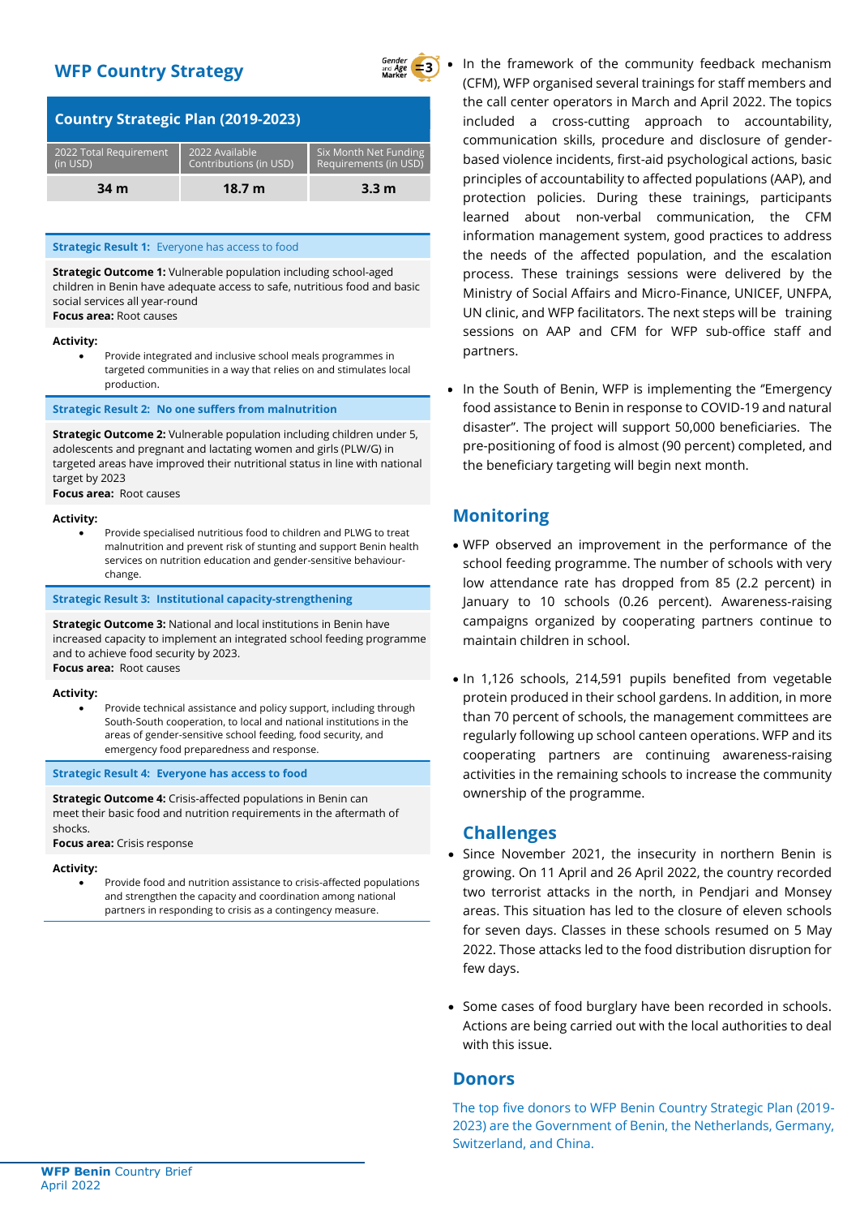## WFP Country Strategy

Gender and Age Marker =3

| Country Strategic Plan (2019-2023) | | |
|---|---|---|
| 2022 Total Requirement (in USD) | 2022 Available Contributions (in USD) | Six Month Net Funding Requirements (in USD) |
| 34 m | 18.7 m | 3.3 m |

**Strategic Result 1:** Everyone has access to food

**Strategic Outcome 1:** Vulnerable population including school-aged children in Benin have adequate access to safe, nutritious food and basic social services all year-round
**Focus area:** Root causes

**Activity:**

- Provide integrated and inclusive school meals programmes in targeted communities in a way that relies on and stimulates local production.

**Strategic Result 2: No one suffers from malnutrition**

**Strategic Outcome 2:** Vulnerable population including children under 5, adolescents and pregnant and lactating women and girls (PLW/G) in targeted areas have improved their nutritional status in line with national target by 2023
**Focus area:** Root causes

**Activity:**

- Provide specialised nutritious food to children and PLWG to treat malnutrition and prevent risk of stunting and support Benin health services on nutrition education and gender-sensitive behaviour-change.

**Strategic Result 3: Institutional capacity-strengthening**

**Strategic Outcome 3:** National and local institutions in Benin have increased capacity to implement an integrated school feeding programme and to achieve food security by 2023.
**Focus area:** Root causes

**Activity:**

- Provide technical assistance and policy support, including through South-South cooperation, to local and national institutions in the areas of gender-sensitive school feeding, food security, and emergency food preparedness and response.

**Strategic Result 4: Everyone has access to food**

**Strategic Outcome 4:** Crisis-affected populations in Benin can meet their basic food and nutrition requirements in the aftermath of shocks.
**Focus area:** Crisis response

**Activity:**

- Provide food and nutrition assistance to crisis-affected populations and strengthen the capacity and coordination among national partners in responding to crisis as a contingency measure.

- In the framework of the community feedback mechanism (CFM), WFP organised several trainings for staff members and the call center operators in March and April 2022. The topics included a cross-cutting approach to accountability, communication skills, procedure and disclosure of gender-based violence incidents, first-aid psychological actions, basic principles of accountability to affected populations (AAP), and protection policies. During these trainings, participants learned about non-verbal communication, the CFM information management system, good practices to address the needs of the affected population, and the escalation process. These trainings sessions were delivered by the Ministry of Social Affairs and Micro-Finance, UNICEF, UNFPA, UN clinic, and WFP facilitators. The next steps will be training sessions on AAP and CFM for WFP sub-office staff and partners.

- In the South of Benin, WFP is implementing the "Emergency food assistance to Benin in response to COVID-19 and natural disaster". The project will support 50,000 beneficiaries. The pre-positioning of food is almost (90 percent) completed, and the beneficiary targeting will begin next month.

## Monitoring

- WFP observed an improvement in the performance of the school feeding programme. The number of schools with very low attendance rate has dropped from 85 (2.2 percent) in January to 10 schools (0.26 percent). Awareness-raising campaigns organized by cooperating partners continue to maintain children in school.

- In 1,126 schools, 214,591 pupils benefited from vegetable protein produced in their school gardens. In addition, in more than 70 percent of schools, the management committees are regularly following up school canteen operations. WFP and its cooperating partners are continuing awareness-raising activities in the remaining schools to increase the community ownership of the programme.

## Challenges

- Since November 2021, the insecurity in northern Benin is growing. On 11 April and 26 April 2022, the country recorded two terrorist attacks in the north, in Pendjari and Monsey areas. This situation has led to the closure of eleven schools for seven days. Classes in these schools resumed on 5 May 2022. Those attacks led to the food distribution disruption for few days.

- Some cases of food burglary have been recorded in schools. Actions are being carried out with the local authorities to deal with this issue.

## Donors

The top five donors to WFP Benin Country Strategic Plan (2019-2023) are the Government of Benin, the Netherlands, Germany, Switzerland, and China.